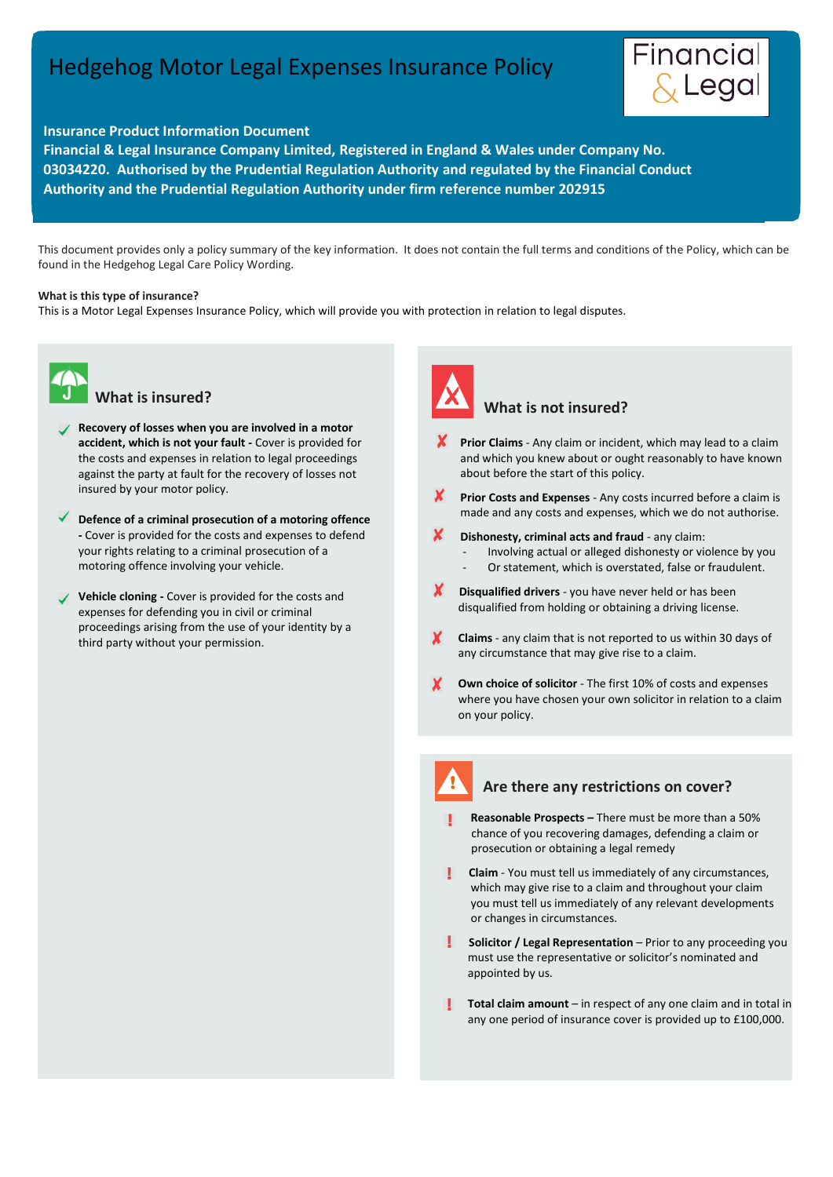# Hedgehog Motor Legal Expenses Insurance Policy

**Insurance Product Information Document**

**Financial & Legal Insurance Company Limited, Registered in England & Wales under Company No. 03034220. Authorised by the Prudential Regulation Authority and regulated by the Financial Conduct Authority and the Prudential Regulation Authority under firm reference number 202915**

This document provides only a policy summary of the key information. It does not contain the full terms and conditions of the Policy, which can be found in the Hedgehog Legal Care Policy Wording.

**What is this type of insurance?**

This is a Motor Legal Expenses Insurance Policy, which will provide you with protection in relation to legal disputes.

## What is insured?

- ✓ **Recovery of losses when you are involved in a motor accident, which is not your fault -** Cover is provided for the costs and expenses in relation to legal proceedings against the party at fault for the recovery of losses not insured by your motor policy.
- ✓ **Defence of a criminal prosecution of a motoring offence -** Cover is provided for the costs and expenses to defend your rights relating to a criminal prosecution of a motoring offence involving your vehicle.
- ✓ **Vehicle cloning -** Cover is provided for the costs and expenses for defending you in civil or criminal proceedings arising from the use of your identity by a third party without your permission.

## What is not insured?

- ✗ **Prior Claims** - Any claim or incident, which may lead to a claim and which you knew about or ought reasonably to have known about before the start of this policy.
- ✗ **Prior Costs and Expenses** - Any costs incurred before a claim is made and any costs and expenses, which we do not authorise.
- ✗ **Dishonesty, criminal acts and fraud** - any claim:
  - Involving actual or alleged dishonesty or violence by you
  - Or statement, which is overstated, false or fraudulent.
- ✗ **Disqualified drivers** - you have never held or has been disqualified from holding or obtaining a driving license.
- ✗ **Claims** - any claim that is not reported to us within 30 days of any circumstance that may give rise to a claim.
- ✗ **Own choice of solicitor** - The first 10% of costs and expenses where you have chosen your own solicitor in relation to a claim on your policy.

## Are there any restrictions on cover?

- ! **Reasonable Prospects –** There must be more than a 50% chance of you recovering damages, defending a claim or prosecution or obtaining a legal remedy
- ! **Claim** - You must tell us immediately of any circumstances, which may give rise to a claim and throughout your claim you must tell us immediately of any relevant developments or changes in circumstances.
- ! **Solicitor / Legal Representation** – Prior to any proceeding you must use the representative or solicitor's nominated and appointed by us.
- ! **Total claim amount** – in respect of any one claim and in total in any one period of insurance cover is provided up to £100,000.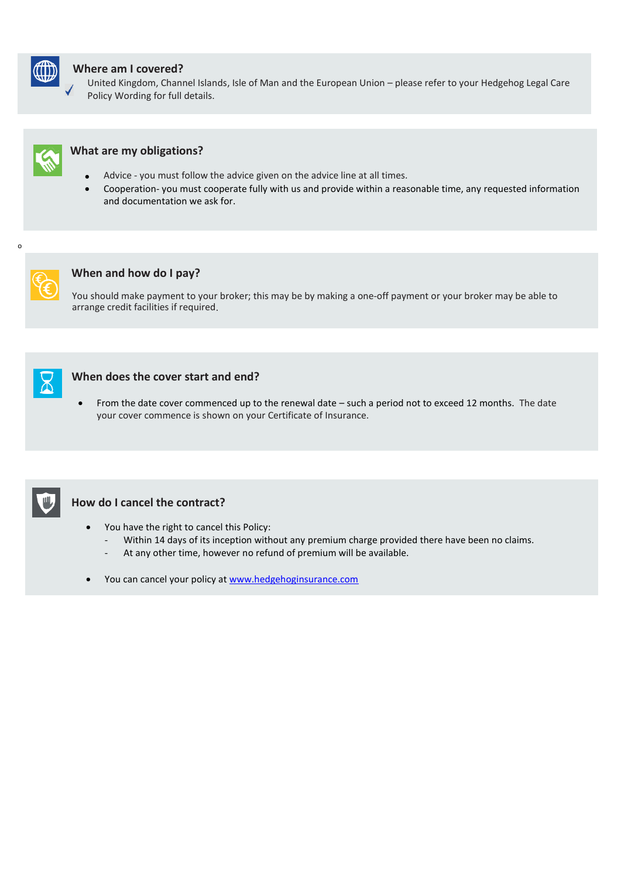### Where am I covered?

United Kingdom, Channel Islands, Isle of Man and the European Union – please refer to your Hedgehog Legal Care Policy Wording for full details.

### What are my obligations?

- Advice - you must follow the advice given on the advice line at all times.
- Cooperation- you must cooperate fully with us and provide within a reasonable time, any requested information and documentation we ask for.

o

### When and how do I pay?

You should make payment to your broker; this may be by making a one-off payment or your broker may be able to arrange credit facilities if required.

### When does the cover start and end?

- From the date cover commenced up to the renewal date – such a period not to exceed 12 months. The date your cover commence is shown on your Certificate of Insurance.

### How do I cancel the contract?

- You have the right to cancel this Policy:
  - Within 14 days of its inception without any premium charge provided there have been no claims.
  - At any other time, however no refund of premium will be available.
- You can cancel your policy at [www.hedgehoginsurance.com](http://www.hedgehoginsurance.com)